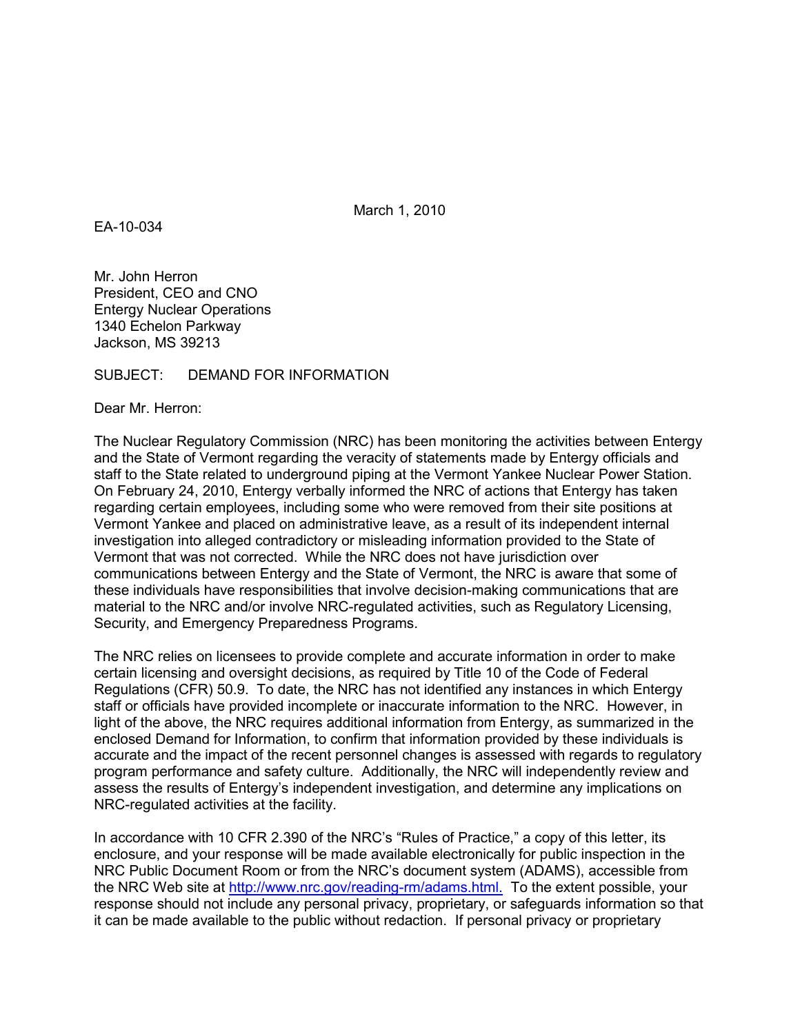March 1, 2010

EA-10-034

Mr. John Herron
President, CEO and CNO
Entergy Nuclear Operations
1340 Echelon Parkway
Jackson, MS 39213

SUBJECT: DEMAND FOR INFORMATION

Dear Mr. Herron:

The Nuclear Regulatory Commission (NRC) has been monitoring the activities between Entergy and the State of Vermont regarding the veracity of statements made by Entergy officials and staff to the State related to underground piping at the Vermont Yankee Nuclear Power Station. On February 24, 2010, Entergy verbally informed the NRC of actions that Entergy has taken regarding certain employees, including some who were removed from their site positions at Vermont Yankee and placed on administrative leave, as a result of its independent internal investigation into alleged contradictory or misleading information provided to the State of Vermont that was not corrected. While the NRC does not have jurisdiction over communications between Entergy and the State of Vermont, the NRC is aware that some of these individuals have responsibilities that involve decision-making communications that are material to the NRC and/or involve NRC-regulated activities, such as Regulatory Licensing, Security, and Emergency Preparedness Programs.

The NRC relies on licensees to provide complete and accurate information in order to make certain licensing and oversight decisions, as required by Title 10 of the Code of Federal Regulations (CFR) 50.9. To date, the NRC has not identified any instances in which Entergy staff or officials have provided incomplete or inaccurate information to the NRC. However, in light of the above, the NRC requires additional information from Entergy, as summarized in the enclosed Demand for Information, to confirm that information provided by these individuals is accurate and the impact of the recent personnel changes is assessed with regards to regulatory program performance and safety culture. Additionally, the NRC will independently review and assess the results of Entergy's independent investigation, and determine any implications on NRC-regulated activities at the facility.

In accordance with 10 CFR 2.390 of the NRC's "Rules of Practice," a copy of this letter, its enclosure, and your response will be made available electronically for public inspection in the NRC Public Document Room or from the NRC's document system (ADAMS), accessible from the NRC Web site at http://www.nrc.gov/reading-rm/adams.html. To the extent possible, your response should not include any personal privacy, proprietary, or safeguards information so that it can be made available to the public without redaction. If personal privacy or proprietary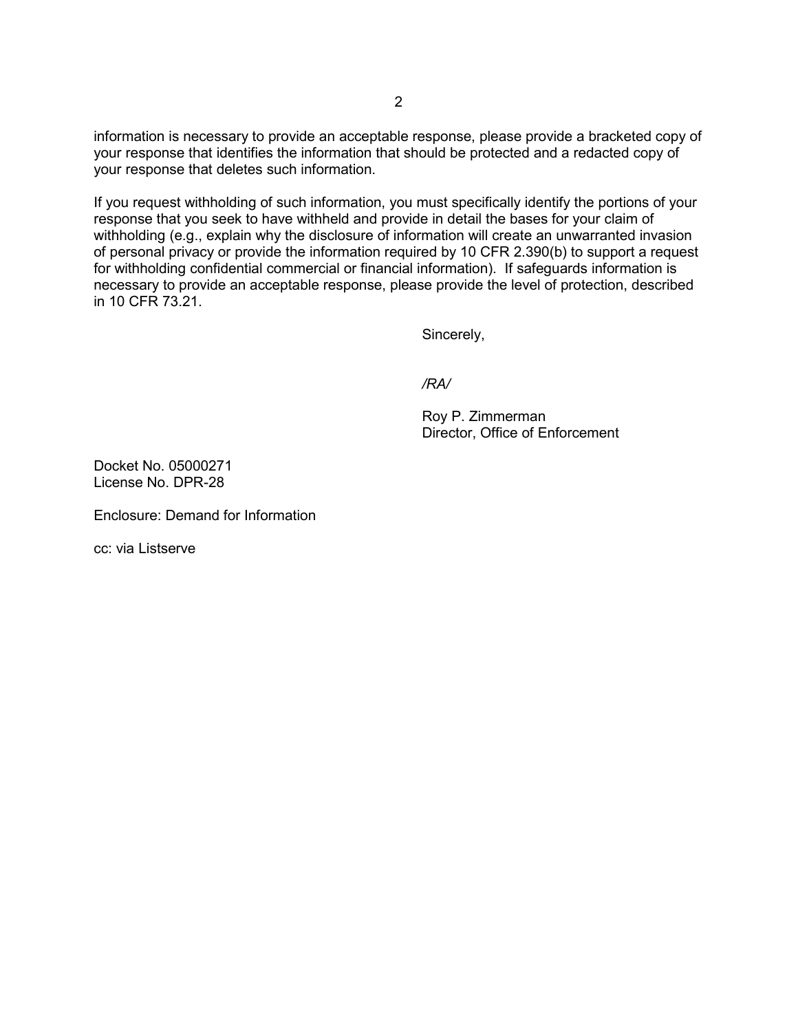information is necessary to provide an acceptable response, please provide a bracketed copy of your response that identifies the information that should be protected and a redacted copy of your response that deletes such information.

If you request withholding of such information, you must specifically identify the portions of your response that you seek to have withheld and provide in detail the bases for your claim of withholding (e.g., explain why the disclosure of information will create an unwarranted invasion of personal privacy or provide the information required by 10 CFR 2.390(b) to support a request for withholding confidential commercial or financial information). If safeguards information is necessary to provide an acceptable response, please provide the level of protection, described in 10 CFR 73.21.

Sincerely,

*/RA/*

Roy P. Zimmerman
Director, Office of Enforcement

Docket No. 05000271
License No. DPR-28

Enclosure: Demand for Information

cc: via Listserve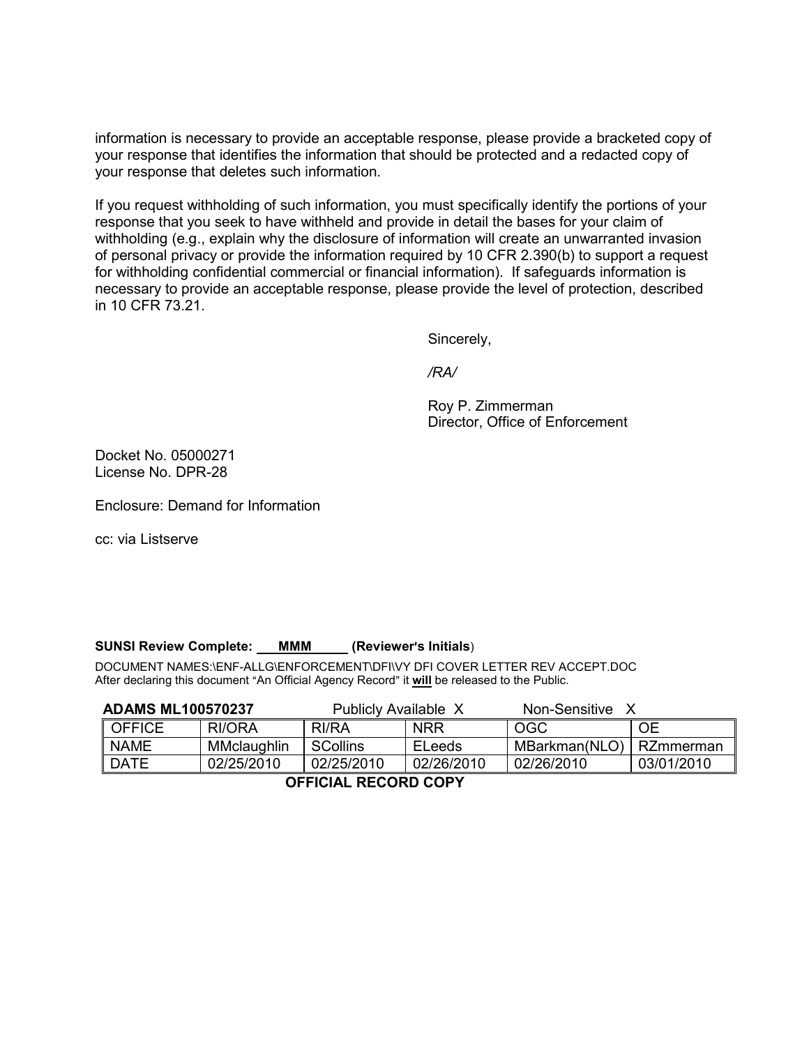information is necessary to provide an acceptable response, please provide a bracketed copy of your response that identifies the information that should be protected and a redacted copy of your response that deletes such information.

If you request withholding of such information, you must specifically identify the portions of your response that you seek to have withheld and provide in detail the bases for your claim of withholding (e.g., explain why the disclosure of information will create an unwarranted invasion of personal privacy or provide the information required by 10 CFR 2.390(b) to support a request for withholding confidential commercial or financial information). If safeguards information is necessary to provide an acceptable response, please provide the level of protection, described in 10 CFR 73.21.

Sincerely,

*/RA/*

Roy P. Zimmerman
Director, Office of Enforcement

Docket No. 05000271
License No. DPR-28

Enclosure: Demand for Information

cc: via Listserve

**SUNSI Review Complete: MMM (Reviewer's Initials)**

DOCUMENT NAMES:\ENF-ALLG\ENFORCEMENT\DFI\VY DFI COVER LETTER REV ACCEPT.DOC
After declaring this document "An Official Agency Record" it **will** be released to the Public.

**ADAMS ML100570237** Publicly Available X Non-Sensitive X

| OFFICE | RI/ORA | RI/RA | NRR | OGC | OE |
|---|---|---|---|---|---|
| NAME | MMclaughlin | SCollins | ELeeds | MBarkman(NLO) | RZmmerman |
| DATE | 02/25/2010 | 02/25/2010 | 02/26/2010 | 02/26/2010 | 03/01/2010 |

**OFFICIAL RECORD COPY**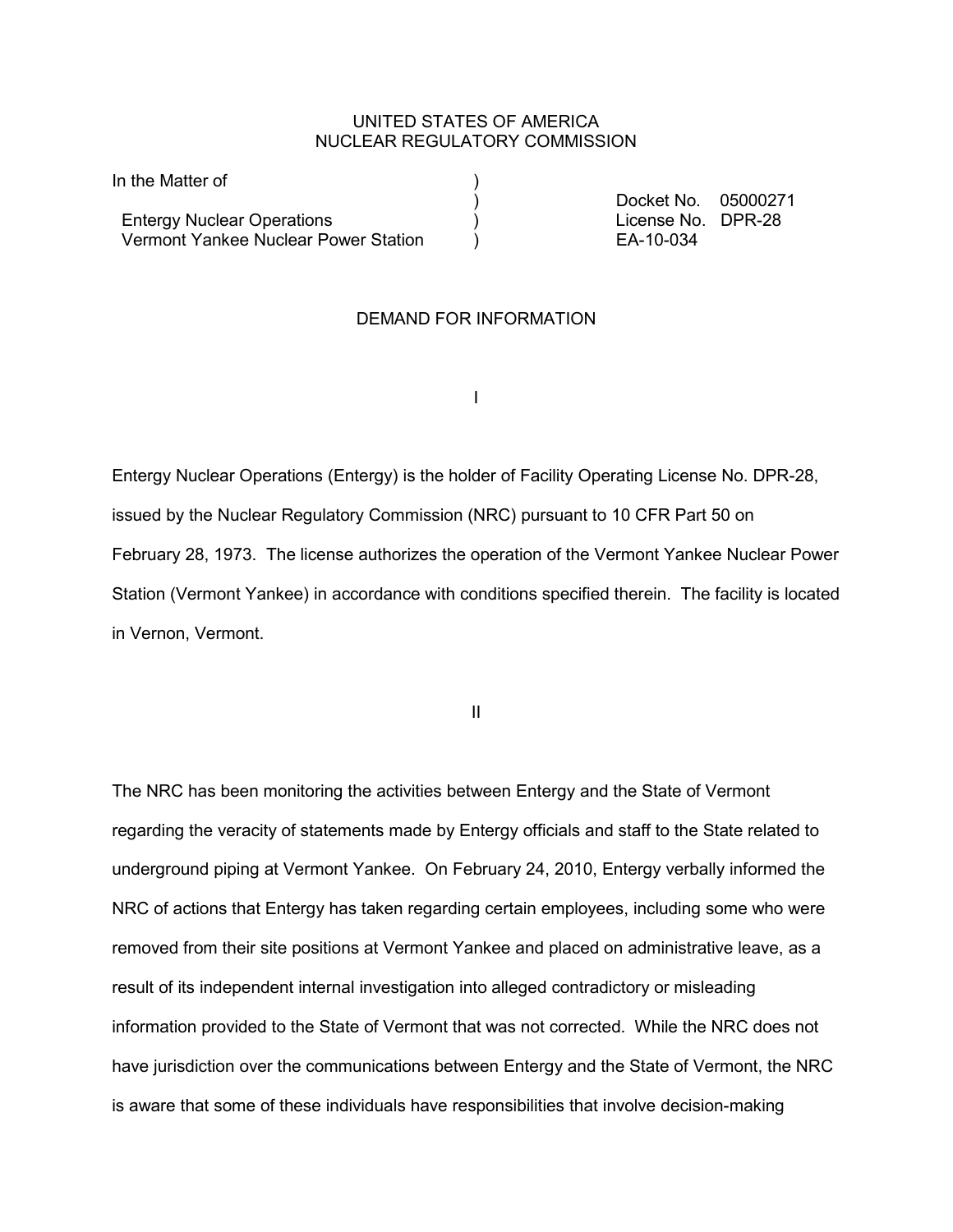UNITED STATES OF AMERICA
NUCLEAR REGULATORY COMMISSION

| | | |
|---|---|---|
| In the Matter of | ) | |
| | ) | Docket No. 05000271 |
| Entergy Nuclear Operations | ) | License No. DPR-28 |
| Vermont Yankee Nuclear Power Station | ) | EA-10-034 |

DEMAND FOR INFORMATION

I

Entergy Nuclear Operations (Entergy) is the holder of Facility Operating License No. DPR-28, issued by the Nuclear Regulatory Commission (NRC) pursuant to 10 CFR Part 50 on February 28, 1973. The license authorizes the operation of the Vermont Yankee Nuclear Power Station (Vermont Yankee) in accordance with conditions specified therein. The facility is located in Vernon, Vermont.

II

The NRC has been monitoring the activities between Entergy and the State of Vermont regarding the veracity of statements made by Entergy officials and staff to the State related to underground piping at Vermont Yankee. On February 24, 2010, Entergy verbally informed the NRC of actions that Entergy has taken regarding certain employees, including some who were removed from their site positions at Vermont Yankee and placed on administrative leave, as a result of its independent internal investigation into alleged contradictory or misleading information provided to the State of Vermont that was not corrected. While the NRC does not have jurisdiction over the communications between Entergy and the State of Vermont, the NRC is aware that some of these individuals have responsibilities that involve decision-making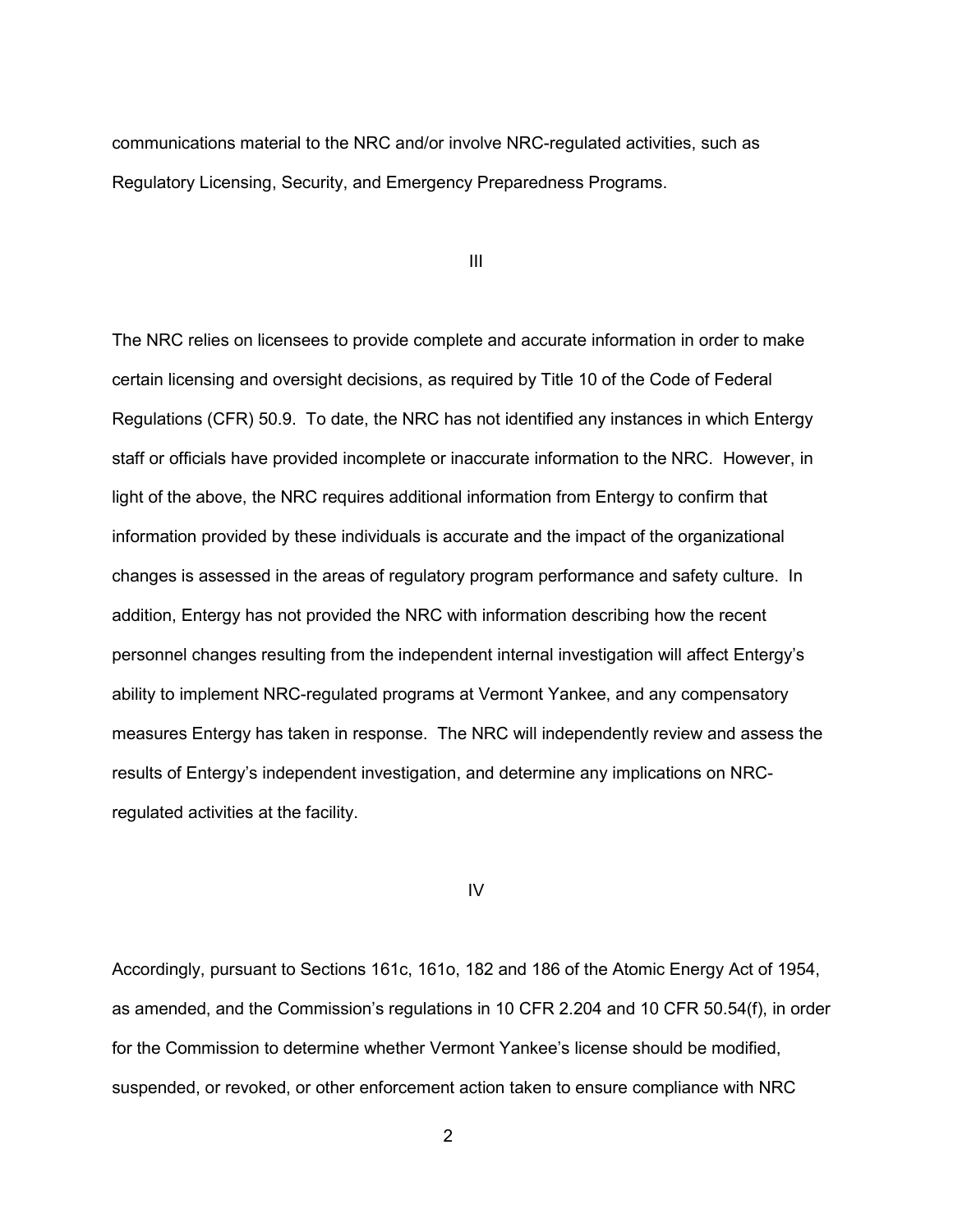communications material to the NRC and/or involve NRC-regulated activities, such as Regulatory Licensing, Security, and Emergency Preparedness Programs.

III

The NRC relies on licensees to provide complete and accurate information in order to make certain licensing and oversight decisions, as required by Title 10 of the Code of Federal Regulations (CFR) 50.9. To date, the NRC has not identified any instances in which Entergy staff or officials have provided incomplete or inaccurate information to the NRC. However, in light of the above, the NRC requires additional information from Entergy to confirm that information provided by these individuals is accurate and the impact of the organizational changes is assessed in the areas of regulatory program performance and safety culture. In addition, Entergy has not provided the NRC with information describing how the recent personnel changes resulting from the independent internal investigation will affect Entergy's ability to implement NRC-regulated programs at Vermont Yankee, and any compensatory measures Entergy has taken in response. The NRC will independently review and assess the results of Entergy's independent investigation, and determine any implications on NRC-regulated activities at the facility.

IV

Accordingly, pursuant to Sections 161c, 161o, 182 and 186 of the Atomic Energy Act of 1954, as amended, and the Commission's regulations in 10 CFR 2.204 and 10 CFR 50.54(f), in order for the Commission to determine whether Vermont Yankee's license should be modified, suspended, or revoked, or other enforcement action taken to ensure compliance with NRC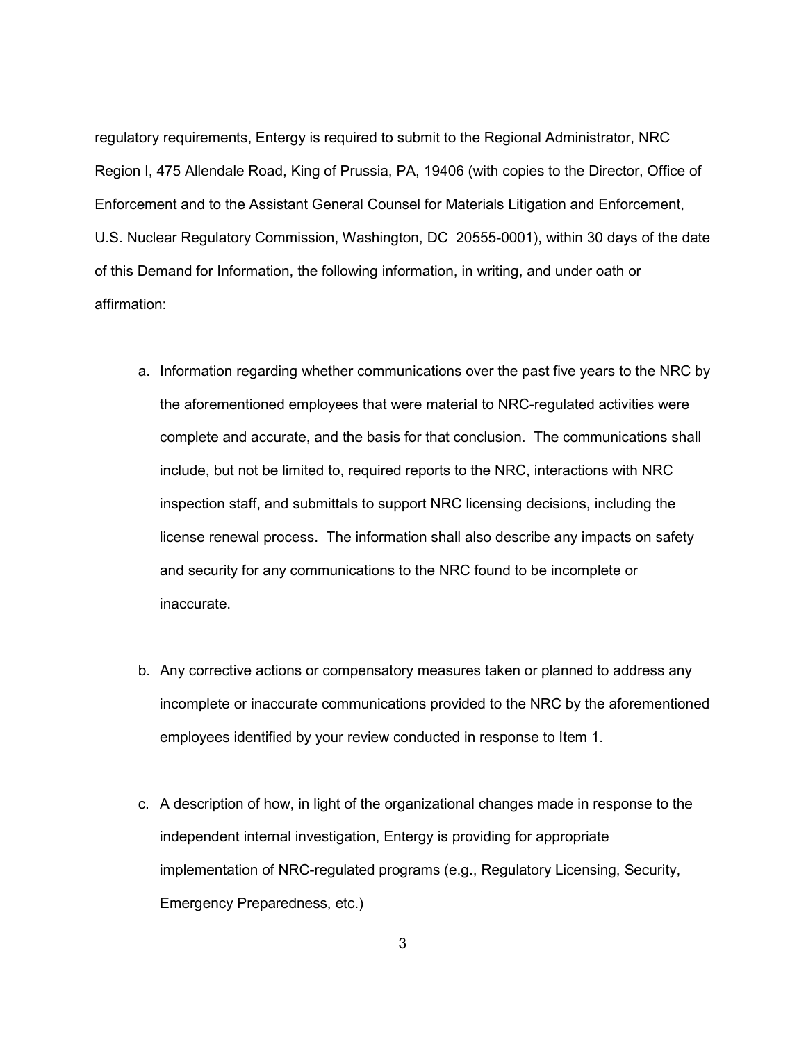regulatory requirements, Entergy is required to submit to the Regional Administrator, NRC Region I, 475 Allendale Road, King of Prussia, PA, 19406 (with copies to the Director, Office of Enforcement and to the Assistant General Counsel for Materials Litigation and Enforcement, U.S. Nuclear Regulatory Commission, Washington, DC 20555-0001), within 30 days of the date of this Demand for Information, the following information, in writing, and under oath or affirmation:

a. Information regarding whether communications over the past five years to the NRC by the aforementioned employees that were material to NRC-regulated activities were complete and accurate, and the basis for that conclusion. The communications shall include, but not be limited to, required reports to the NRC, interactions with NRC inspection staff, and submittals to support NRC licensing decisions, including the license renewal process. The information shall also describe any impacts on safety and security for any communications to the NRC found to be incomplete or inaccurate.

b. Any corrective actions or compensatory measures taken or planned to address any incomplete or inaccurate communications provided to the NRC by the aforementioned employees identified by your review conducted in response to Item 1.

c. A description of how, in light of the organizational changes made in response to the independent internal investigation, Entergy is providing for appropriate implementation of NRC-regulated programs (e.g., Regulatory Licensing, Security, Emergency Preparedness, etc.)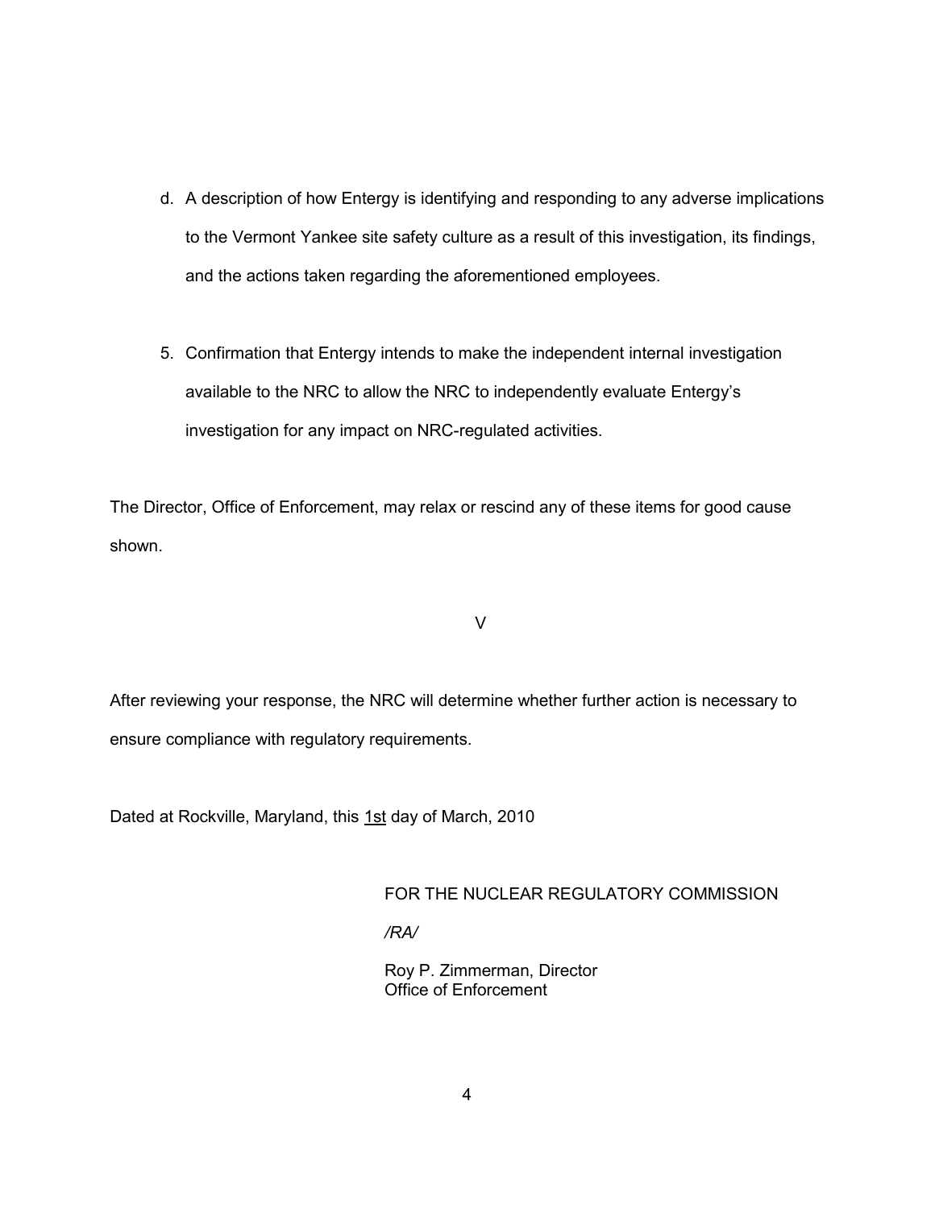d. A description of how Entergy is identifying and responding to any adverse implications to the Vermont Yankee site safety culture as a result of this investigation, its findings, and the actions taken regarding the aforementioned employees.

5. Confirmation that Entergy intends to make the independent internal investigation available to the NRC to allow the NRC to independently evaluate Entergy's investigation for any impact on NRC-regulated activities.

The Director, Office of Enforcement, may relax or rescind any of these items for good cause shown.

## V

After reviewing your response, the NRC will determine whether further action is necessary to ensure compliance with regulatory requirements.

Dated at Rockville, Maryland, this 1st day of March, 2010

FOR THE NUCLEAR REGULATORY COMMISSION

*/RA/*

Roy P. Zimmerman, Director
Office of Enforcement